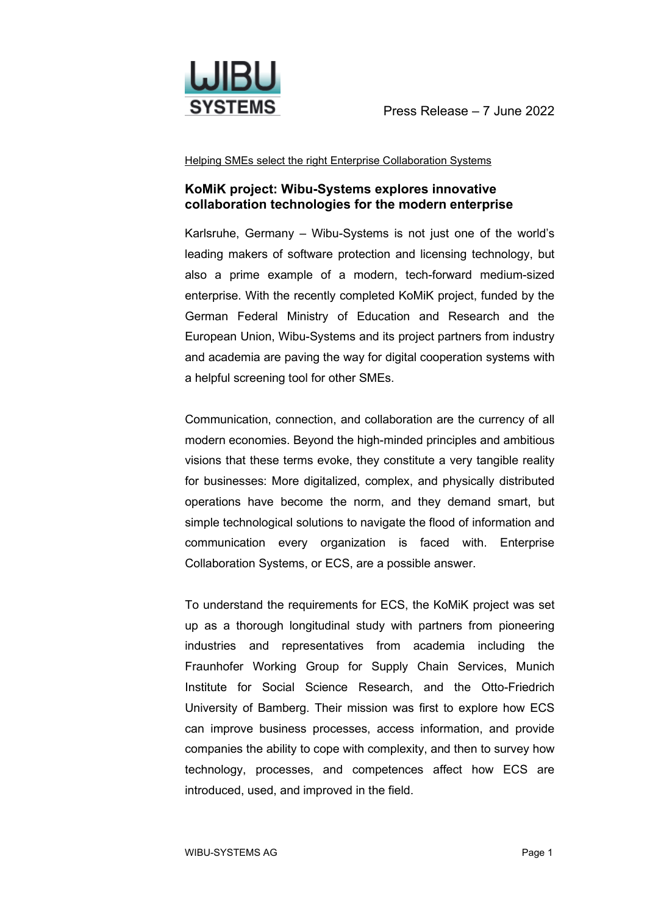Press Release – 7 June 2022

Helping SMEs select the right Enterprise Collaboration Systems

## KoMiK project: Wibu-Systems explores innovative collaboration technologies for the modern enterprise

Karlsruhe, Germany – Wibu-Systems is not just one of the world's leading makers of software protection and licensing technology, but also a prime example of a modern, tech-forward medium-sized enterprise. With the recently completed KoMiK project, funded by the German Federal Ministry of Education and Research and the European Union, Wibu-Systems and its project partners from industry and academia are paving the way for digital cooperation systems with a helpful screening tool for other SMEs.

Communication, connection, and collaboration are the currency of all modern economies. Beyond the high-minded principles and ambitious visions that these terms evoke, they constitute a very tangible reality for businesses: More digitalized, complex, and physically distributed operations have become the norm, and they demand smart, but simple technological solutions to navigate the flood of information and communication every organization is faced with. Enterprise Collaboration Systems, or ECS, are a possible answer.

To understand the requirements for ECS, the KoMiK project was set up as a thorough longitudinal study with partners from pioneering industries and representatives from academia including the Fraunhofer Working Group for Supply Chain Services, Munich Institute for Social Science Research, and the Otto-Friedrich University of Bamberg. Their mission was first to explore how ECS can improve business processes, access information, and provide companies the ability to cope with complexity, and then to survey how technology, processes, and competences affect how ECS are introduced, used, and improved in the field.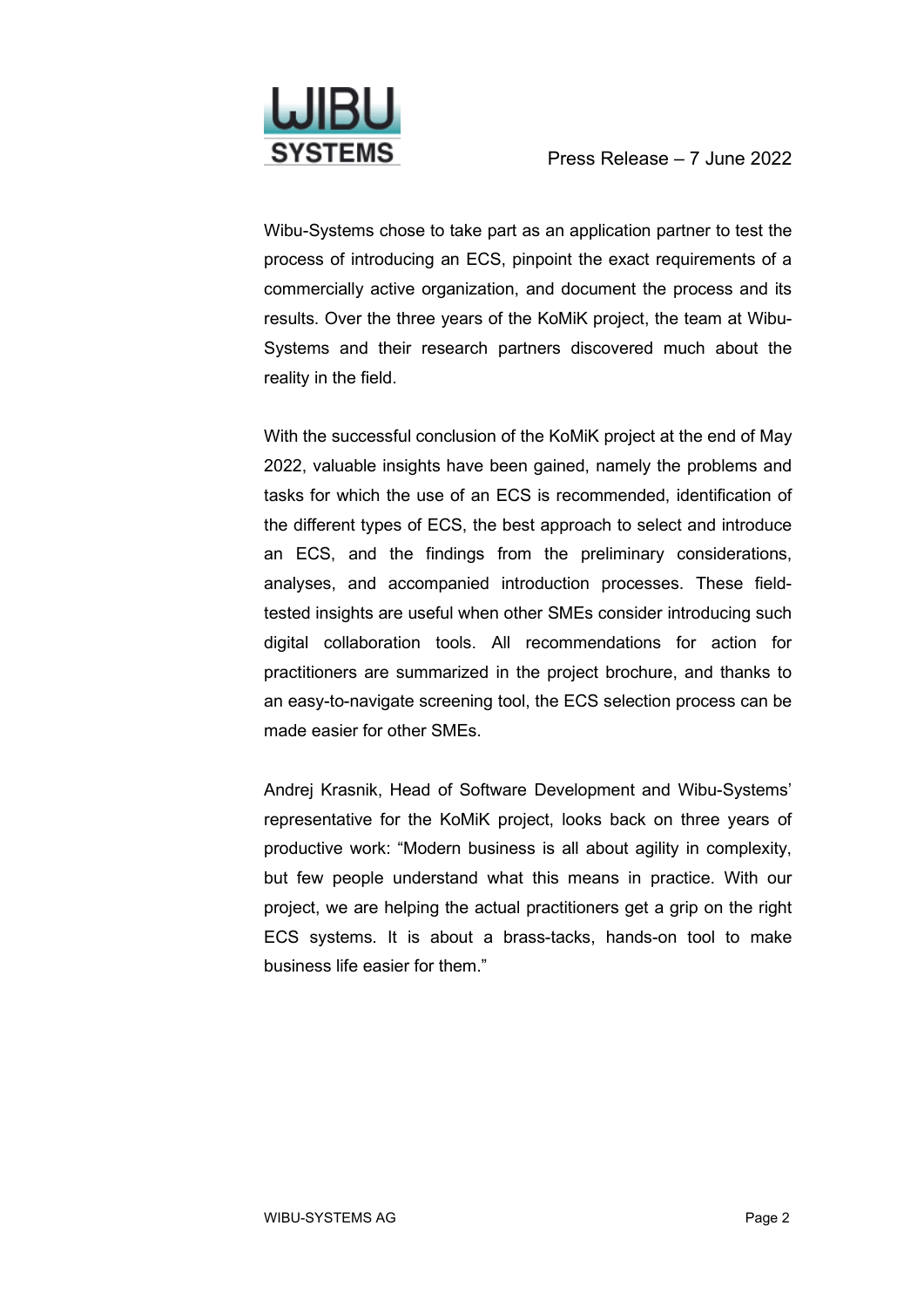Wibu-Systems chose to take part as an application partner to test the process of introducing an ECS, pinpoint the exact requirements of a commercially active organization, and document the process and its results. Over the three years of the KoMiK project, the team at Wibu-Systems and their research partners discovered much about the reality in the field.

With the successful conclusion of the KoMiK project at the end of May 2022, valuable insights have been gained, namely the problems and tasks for which the use of an ECS is recommended, identification of the different types of ECS, the best approach to select and introduce an ECS, and the findings from the preliminary considerations, analyses, and accompanied introduction processes. These field-tested insights are useful when other SMEs consider introducing such digital collaboration tools. All recommendations for action for practitioners are summarized in the project brochure, and thanks to an easy-to-navigate screening tool, the ECS selection process can be made easier for other SMEs.

Andrej Krasnik, Head of Software Development and Wibu-Systems' representative for the KoMiK project, looks back on three years of productive work: "Modern business is all about agility in complexity, but few people understand what this means in practice. With our project, we are helping the actual practitioners get a grip on the right ECS systems. It is about a brass-tacks, hands-on tool to make business life easier for them."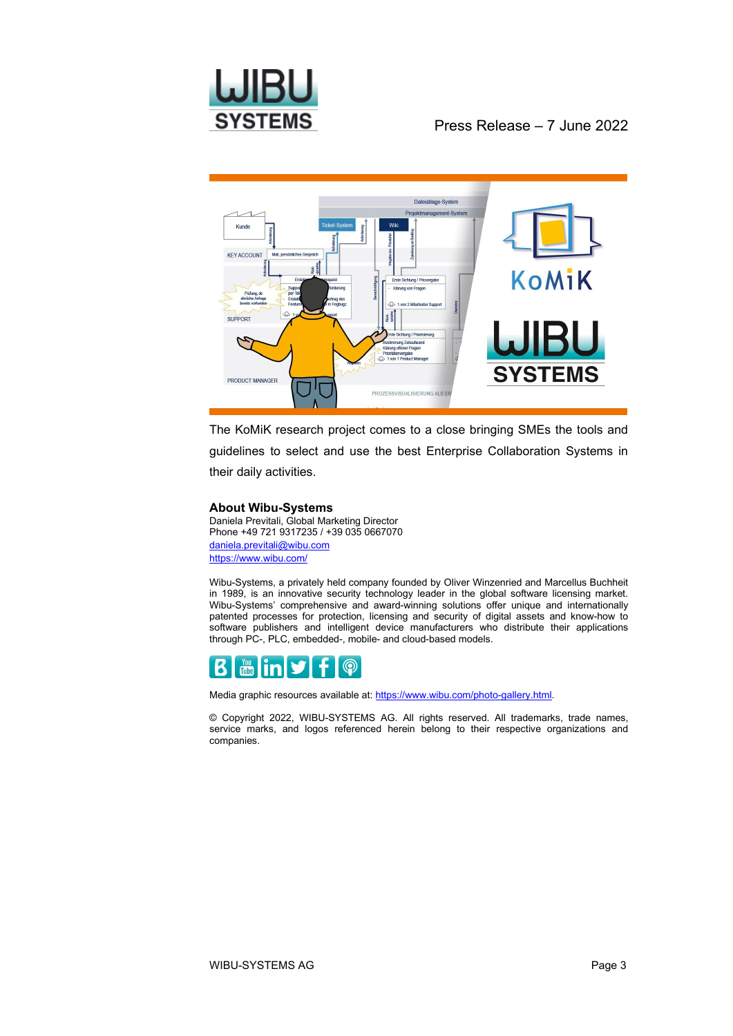Press Release – 7 June 2022

The KoMiK research project comes to a close bringing SMEs the tools and guidelines to select and use the best Enterprise Collaboration Systems in their daily activities.

**About Wibu-Systems**
Daniela Previtali, Global Marketing Director
Phone +49 721 9317235 / +39 035 0667070
daniela.previtali@wibu.com
https://www.wibu.com/

Wibu-Systems, a privately held company founded by Oliver Winzenried and Marcellus Buchheit in 1989, is an innovative security technology leader in the global software licensing market. Wibu-Systems' comprehensive and award-winning solutions offer unique and internationally patented processes for protection, licensing and security of digital assets and know-how to software publishers and intelligent device manufacturers who distribute their applications through PC-, PLC, embedded-, mobile- and cloud-based models.

Media graphic resources available at: https://www.wibu.com/photo-gallery.html.

© Copyright 2022, WIBU-SYSTEMS AG. All rights reserved. All trademarks, trade names, service marks, and logos referenced herein belong to their respective organizations and companies.